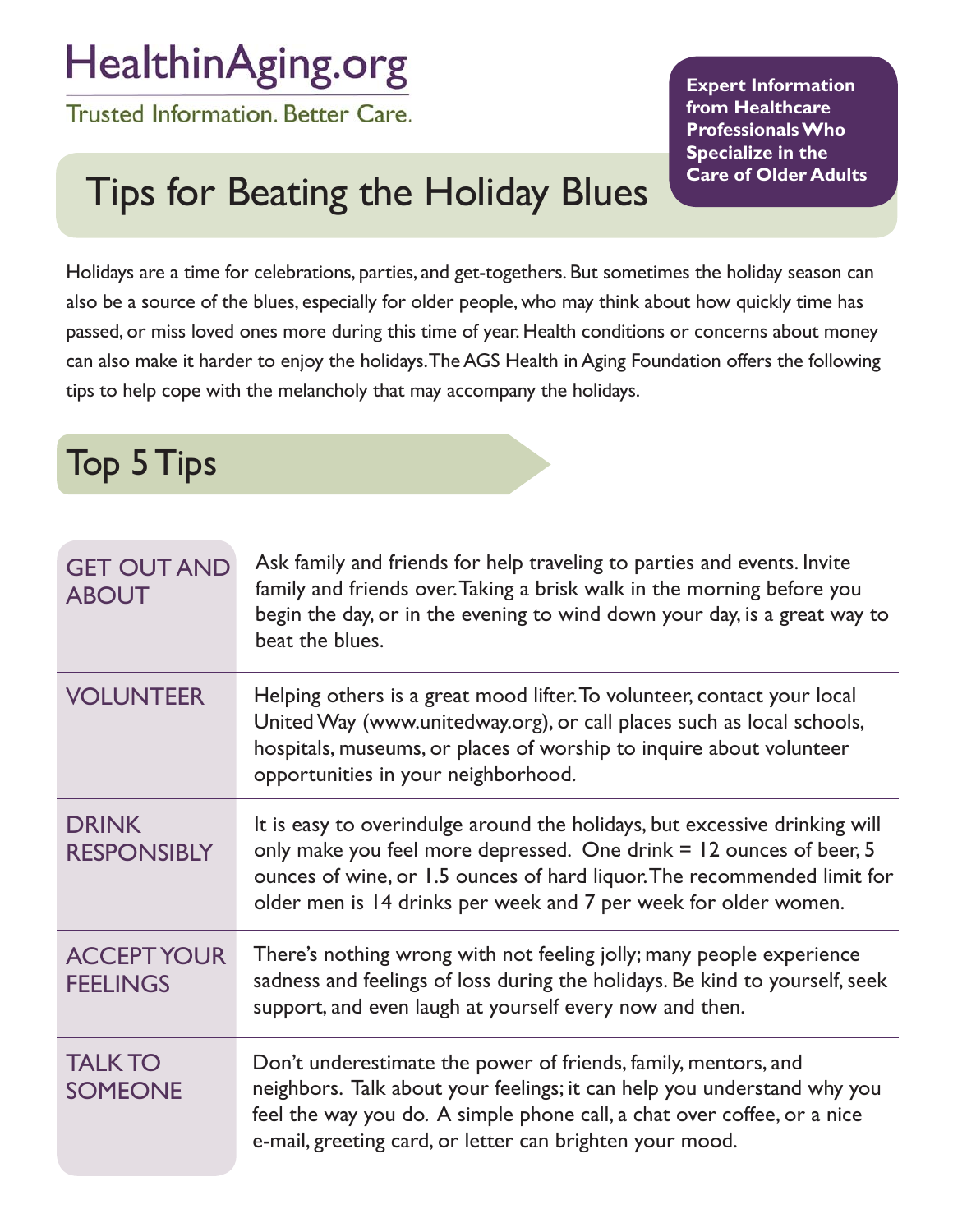# HealthinAging.org

Trusted Information. Better Care.

**Expert Information from Healthcare Professionals Who Specialize in the Care of Older Adults**

## Tips for Beating the Holiday Blues

Holidays are a time for celebrations, parties, and get-togethers. But sometimes the holiday season can also be a source of the blues, especially for older people, who may think about how quickly time has passed, or miss loved ones more during this time of year. Health conditions or concerns about money can also make it harder to enjoy the holidays. The AGS Health in Aging Foundation offers the following tips to help cope with the melancholy that may accompany the holidays.

## Top 5 Tips

| | |
|---|---|
| GET OUT AND ABOUT | Ask family and friends for help traveling to parties and events. Invite family and friends over. Taking a brisk walk in the morning before you begin the day, or in the evening to wind down your day, is a great way to beat the blues. |
| VOLUNTEER | Helping others is a great mood lifter. To volunteer, contact your local United Way (www.unitedway.org), or call places such as local schools, hospitals, museums, or places of worship to inquire about volunteer opportunities in your neighborhood. |
| DRINK RESPONSIBLY | It is easy to overindulge around the holidays, but excessive drinking will only make you feel more depressed. One drink = 12 ounces of beer, 5 ounces of wine, or 1.5 ounces of hard liquor. The recommended limit for older men is 14 drinks per week and 7 per week for older women. |
| ACCEPT YOUR FEELINGS | There's nothing wrong with not feeling jolly; many people experience sadness and feelings of loss during the holidays. Be kind to yourself, seek support, and even laugh at yourself every now and then. |
| TALK TO SOMEONE | Don't underestimate the power of friends, family, mentors, and neighbors. Talk about your feelings; it can help you understand why you feel the way you do. A simple phone call, a chat over coffee, or a nice e-mail, greeting card, or letter can brighten your mood. |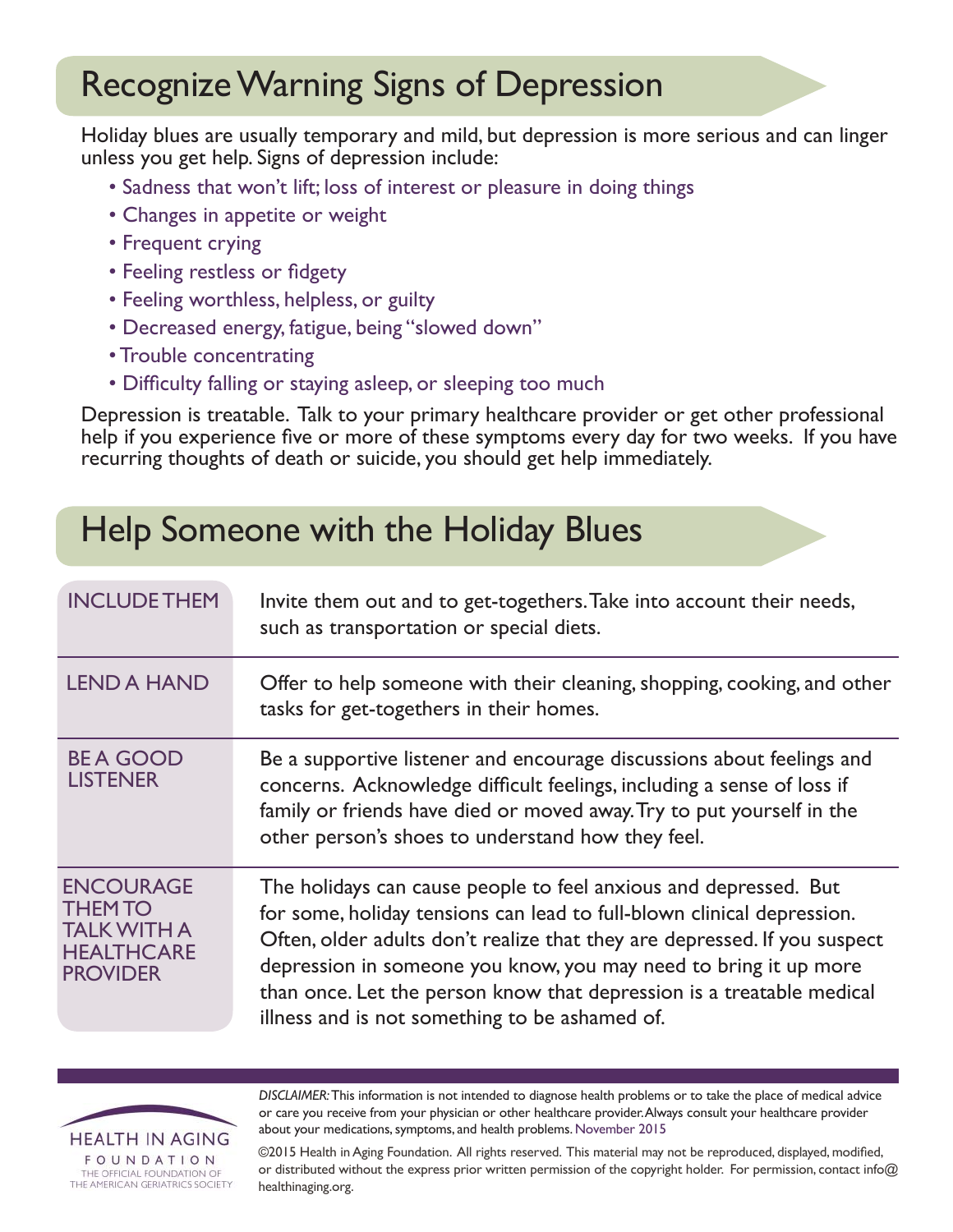## Recognize Warning Signs of Depression

Holiday blues are usually temporary and mild, but depression is more serious and can linger unless you get help. Signs of depression include:

- Sadness that won't lift; loss of interest or pleasure in doing things
- Changes in appetite or weight
- Frequent crying
- Feeling restless or fidgety
- Feeling worthless, helpless, or guilty
- Decreased energy, fatigue, being "slowed down"
- Trouble concentrating
- Difficulty falling or staying asleep, or sleeping too much

Depression is treatable. Talk to your primary healthcare provider or get other professional help if you experience five or more of these symptoms every day for two weeks. If you have recurring thoughts of death or suicide, you should get help immediately.

## Help Someone with the Holiday Blues

| | |
|---|---|
| INCLUDE THEM | Invite them out and to get-togethers. Take into account their needs, such as transportation or special diets. |
| LEND A HAND | Offer to help someone with their cleaning, shopping, cooking, and other tasks for get-togethers in their homes. |
| BE A GOOD LISTENER | Be a supportive listener and encourage discussions about feelings and concerns. Acknowledge difficult feelings, including a sense of loss if family or friends have died or moved away. Try to put yourself in the other person's shoes to understand how they feel. |
| ENCOURAGE THEM TO TALK WITH A HEALTHCARE PROVIDER | The holidays can cause people to feel anxious and depressed. But for some, holiday tensions can lead to full-blown clinical depression. Often, older adults don't realize that they are depressed. If you suspect depression in someone you know, you may need to bring it up more than once. Let the person know that depression is a treatable medical illness and is not something to be ashamed of. |

HEALTH IN AGING FOUNDATION
THE OFFICIAL FOUNDATION OF THE AMERICAN GERIATRICS SOCIETY

*DISCLAIMER:* This information is not intended to diagnose health problems or to take the place of medical advice or care you receive from your physician or other healthcare provider. Always consult your healthcare provider about your medications, symptoms, and health problems. November 2015

©2015 Health in Aging Foundation. All rights reserved. This material may not be reproduced, displayed, modified, or distributed without the express prior written permission of the copyright holder. For permission, contact info@healthinaging.org.